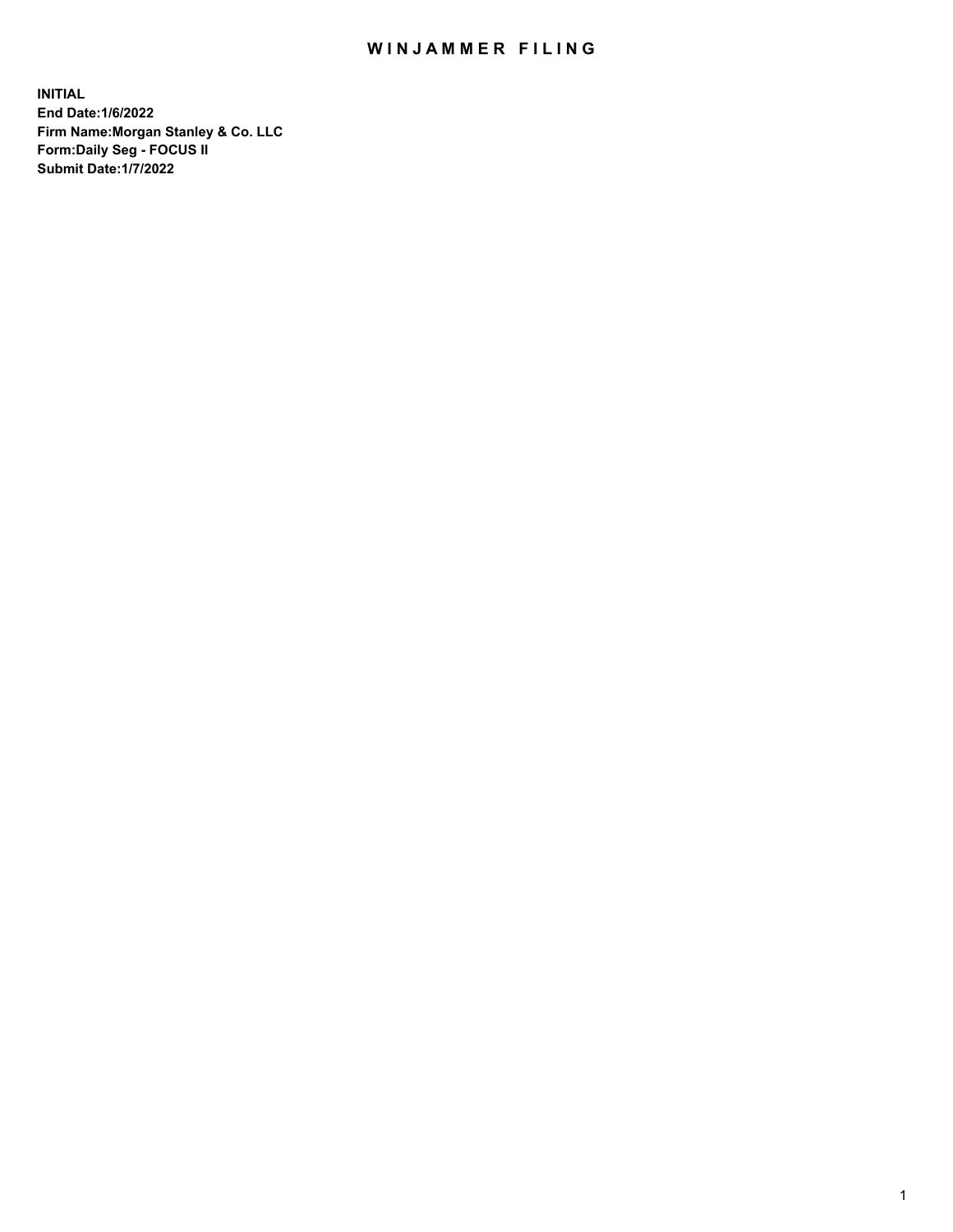# WINJAMMER FILING

**INITIAL**
**End Date:1/6/2022**
**Firm Name:Morgan Stanley & Co. LLC**
**Form:Daily Seg - FOCUS II**
**Submit Date:1/7/2022**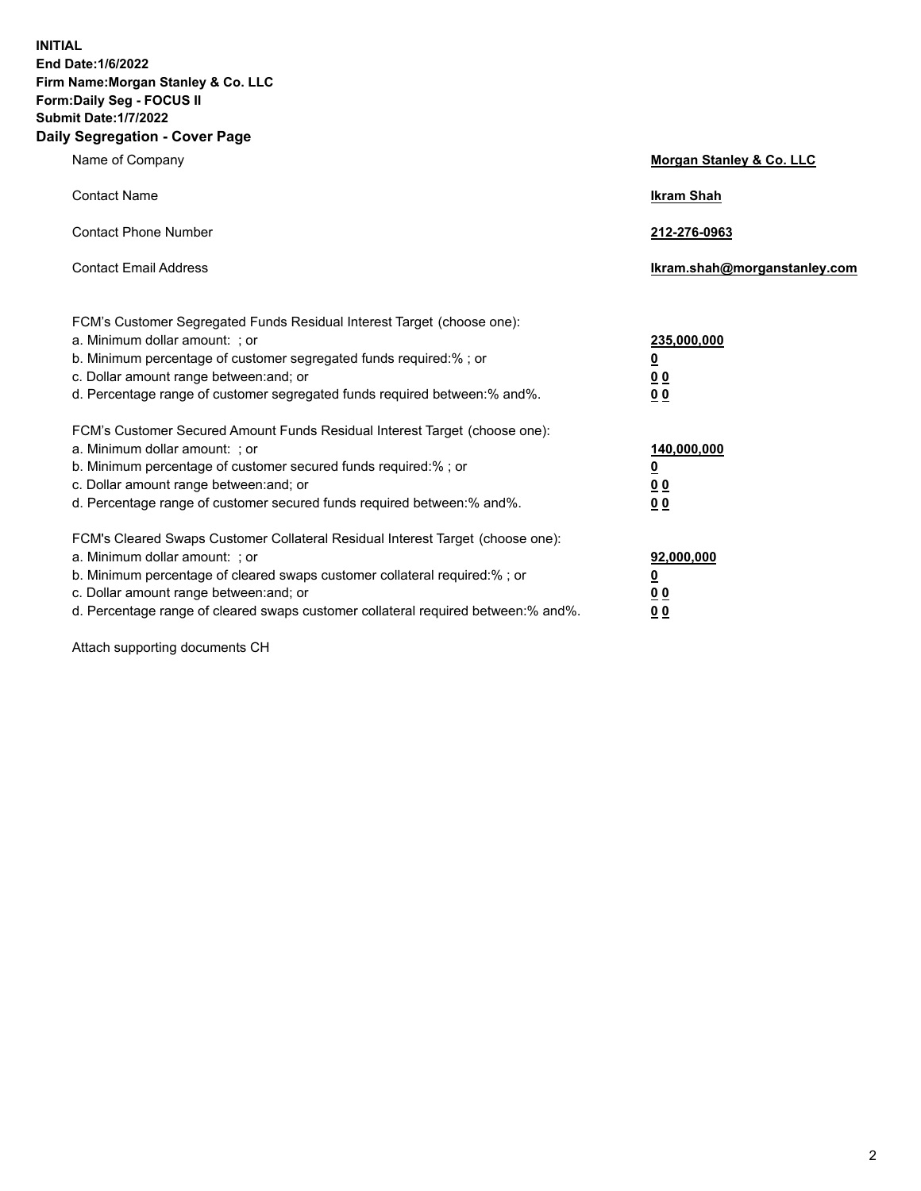**INITIAL**
**End Date:1/6/2022**
**Firm Name:Morgan Stanley & Co. LLC**
**Form:Daily Seg - FOCUS II**
**Submit Date:1/7/2022**

## Daily Segregation - Cover Page

| | |
|---|---|
| Name of Company | **Morgan Stanley & Co. LLC** |
| Contact Name | **Ikram Shah** |
| Contact Phone Number | **212-276-0963** |
| Contact Email Address | **Ikram.shah@morganstanley.com** |

| | |
|---|---|
| FCM's Customer Segregated Funds Residual Interest Target (choose one): | |
| a. Minimum dollar amount: ; or | **235,000,000** |
| b. Minimum percentage of customer segregated funds required:% ; or | **0** |
| c. Dollar amount range between:and; or | **0 0** |
| d. Percentage range of customer segregated funds required between:% and%. | **0 0** |
| FCM's Customer Secured Amount Funds Residual Interest Target (choose one): | |
| a. Minimum dollar amount: ; or | **140,000,000** |
| b. Minimum percentage of customer secured funds required:% ; or | **0** |
| c. Dollar amount range between:and; or | **0 0** |
| d. Percentage range of customer secured funds required between:% and%. | **0 0** |
| FCM's Cleared Swaps Customer Collateral Residual Interest Target (choose one): | |
| a. Minimum dollar amount: ; or | **92,000,000** |
| b. Minimum percentage of cleared swaps customer collateral required:% ; or | **0** |
| c. Dollar amount range between:and; or | **0 0** |
| d. Percentage range of cleared swaps customer collateral required between:% and%. | **0 0** |

Attach supporting documents CH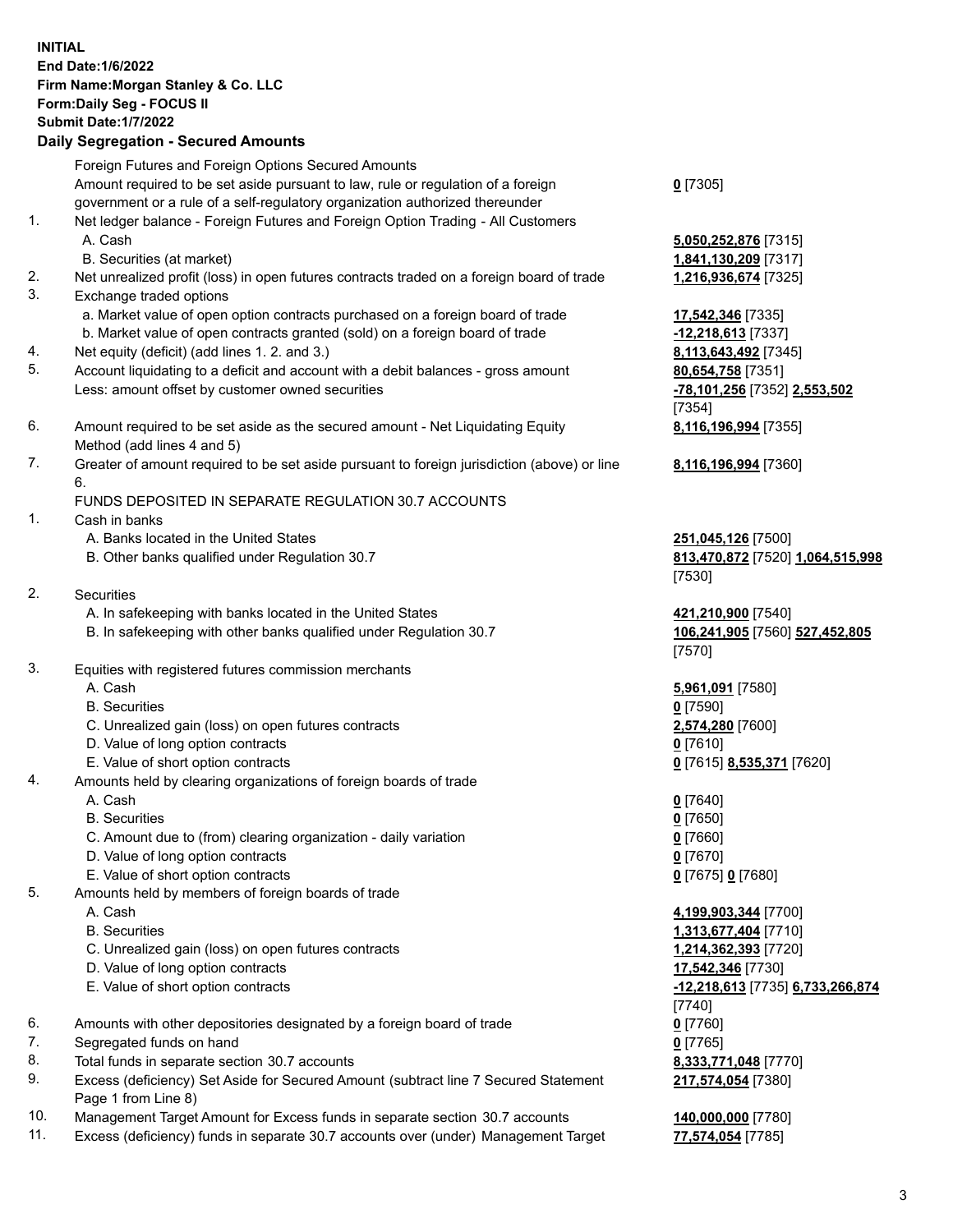**INITIAL**
**End Date:1/6/2022**
**Firm Name:Morgan Stanley & Co. LLC**
**Form:Daily Seg - FOCUS II**
**Submit Date:1/7/2022**

## Daily Segregation - Secured Amounts

| | | |
|---|---|---|
| | Foreign Futures and Foreign Options Secured Amounts | |
| | Amount required to be set aside pursuant to law, rule or regulation of a foreign government or a rule of a self-regulatory organization authorized thereunder | **0** [7305] |
| 1. | Net ledger balance - Foreign Futures and Foreign Option Trading - All Customers | |
| | A. Cash | **5,050,252,876** [7315] |
| | B. Securities (at market) | **1,841,130,209** [7317] |
| 2. | Net unrealized profit (loss) in open futures contracts traded on a foreign board of trade | **1,216,936,674** [7325] |
| 3. | Exchange traded options | |
| | a. Market value of open option contracts purchased on a foreign board of trade | **17,542,346** [7335] |
| | b. Market value of open contracts granted (sold) on a foreign board of trade | **-12,218,613** [7337] |
| 4. | Net equity (deficit) (add lines 1. 2. and 3.) | **8,113,643,492** [7345] |
| 5. | Account liquidating to a deficit and account with a debit balances - gross amount | **80,654,758** [7351] |
| | Less: amount offset by customer owned securities | **-78,101,256** [7352] **2,553,502** [7354] |
| 6. | Amount required to be set aside as the secured amount - Net Liquidating Equity Method (add lines 4 and 5) | **8,116,196,994** [7355] |
| 7. | Greater of amount required to be set aside pursuant to foreign jurisdiction (above) or line 6. | **8,116,196,994** [7360] |
| | FUNDS DEPOSITED IN SEPARATE REGULATION 30.7 ACCOUNTS | |
| 1. | Cash in banks | |
| | A. Banks located in the United States | **251,045,126** [7500] |
| | B. Other banks qualified under Regulation 30.7 | **813,470,872** [7520] **1,064,515,998** [7530] |
| 2. | Securities | |
| | A. In safekeeping with banks located in the United States | **421,210,900** [7540] |
| | B. In safekeeping with other banks qualified under Regulation 30.7 | **106,241,905** [7560] **527,452,805** [7570] |
| 3. | Equities with registered futures commission merchants | |
| | A. Cash | **5,961,091** [7580] |
| | B. Securities | **0** [7590] |
| | C. Unrealized gain (loss) on open futures contracts | **2,574,280** [7600] |
| | D. Value of long option contracts | **0** [7610] |
| | E. Value of short option contracts | **0** [7615] **8,535,371** [7620] |
| 4. | Amounts held by clearing organizations of foreign boards of trade | |
| | A. Cash | **0** [7640] |
| | B. Securities | **0** [7650] |
| | C. Amount due to (from) clearing organization - daily variation | **0** [7660] |
| | D. Value of long option contracts | **0** [7670] |
| | E. Value of short option contracts | **0** [7675] **0** [7680] |
| 5. | Amounts held by members of foreign boards of trade | |
| | A. Cash | **4,199,903,344** [7700] |
| | B. Securities | **1,313,677,404** [7710] |
| | C. Unrealized gain (loss) on open futures contracts | **1,214,362,393** [7720] |
| | D. Value of long option contracts | **17,542,346** [7730] |
| | E. Value of short option contracts | **-12,218,613** [7735] **6,733,266,874** [7740] |
| 6. | Amounts with other depositories designated by a foreign board of trade | **0** [7760] |
| 7. | Segregated funds on hand | **0** [7765] |
| 8. | Total funds in separate section 30.7 accounts | **8,333,771,048** [7770] |
| 9. | Excess (deficiency) Set Aside for Secured Amount (subtract line 7 Secured Statement Page 1 from Line 8) | **217,574,054** [7380] |
| 10. | Management Target Amount for Excess funds in separate section 30.7 accounts | **140,000,000** [7780] |
| 11. | Excess (deficiency) funds in separate 30.7 accounts over (under) Management Target | **77,574,054** [7785] |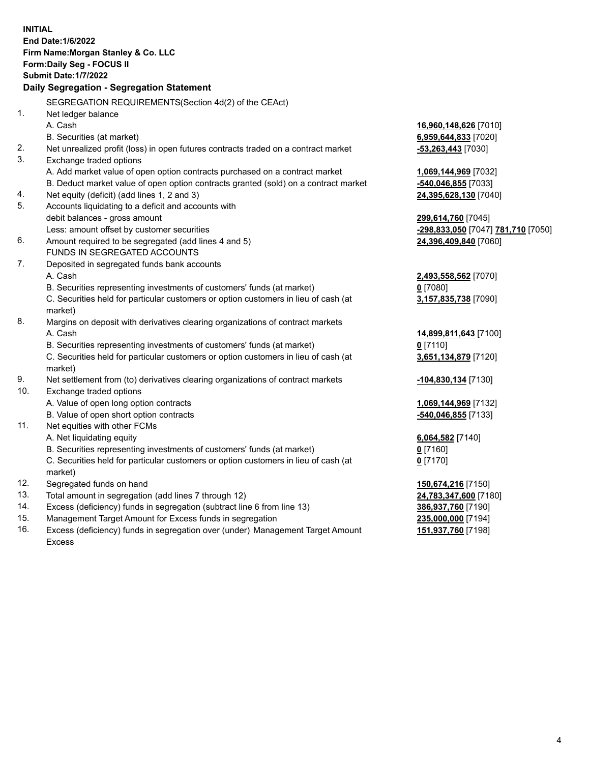**INITIAL**
**End Date:1/6/2022**
**Firm Name:Morgan Stanley & Co. LLC**
**Form:Daily Seg - FOCUS II**
**Submit Date:1/7/2022**

## Daily Segregation - Segregation Statement

SEGREGATION REQUIREMENTS(Section 4d(2) of the CEAct)

| | | |
|---|---|---|
| 1. | Net ledger balance | |
| | A. Cash | **16,960,148,626** [7010] |
| | B. Securities (at market) | **6,959,644,833** [7020] |
| 2. | Net unrealized profit (loss) in open futures contracts traded on a contract market | **-53,263,443** [7030] |
| 3. | Exchange traded options | |
| | A. Add market value of open option contracts purchased on a contract market | **1,069,144,969** [7032] |
| | B. Deduct market value of open option contracts granted (sold) on a contract market | **-540,046,855** [7033] |
| 4. | Net equity (deficit) (add lines 1, 2 and 3) | **24,395,628,130** [7040] |
| 5. | Accounts liquidating to a deficit and accounts with debit balances - gross amount | **299,614,760** [7045] |
| | Less: amount offset by customer securities | **-298,833,050** [7047] **781,710** [7050] |
| 6. | Amount required to be segregated (add lines 4 and 5) | **24,396,409,840** [7060] |
| | FUNDS IN SEGREGATED ACCOUNTS | |
| 7. | Deposited in segregated funds bank accounts | |
| | A. Cash | **2,493,558,562** [7070] |
| | B. Securities representing investments of customers' funds (at market) | **0** [7080] |
| | C. Securities held for particular customers or option customers in lieu of cash (at market) | **3,157,835,738** [7090] |
| 8. | Margins on deposit with derivatives clearing organizations of contract markets | |
| | A. Cash | **14,899,811,643** [7100] |
| | B. Securities representing investments of customers' funds (at market) | **0** [7110] |
| | C. Securities held for particular customers or option customers in lieu of cash (at market) | **3,651,134,879** [7120] |
| 9. | Net settlement from (to) derivatives clearing organizations of contract markets | **-104,830,134** [7130] |
| 10. | Exchange traded options | |
| | A. Value of open long option contracts | **1,069,144,969** [7132] |
| | B. Value of open short option contracts | **-540,046,855** [7133] |
| 11. | Net equities with other FCMs | |
| | A. Net liquidating equity | **6,064,582** [7140] |
| | B. Securities representing investments of customers' funds (at market) | **0** [7160] |
| | C. Securities held for particular customers or option customers in lieu of cash (at market) | **0** [7170] |
| 12. | Segregated funds on hand | **150,674,216** [7150] |
| 13. | Total amount in segregation (add lines 7 through 12) | **24,783,347,600** [7180] |
| 14. | Excess (deficiency) funds in segregation (subtract line 6 from line 13) | **386,937,760** [7190] |
| 15. | Management Target Amount for Excess funds in segregation | **235,000,000** [7194] |
| 16. | Excess (deficiency) funds in segregation over (under) Management Target Amount Excess | **151,937,760** [7198] |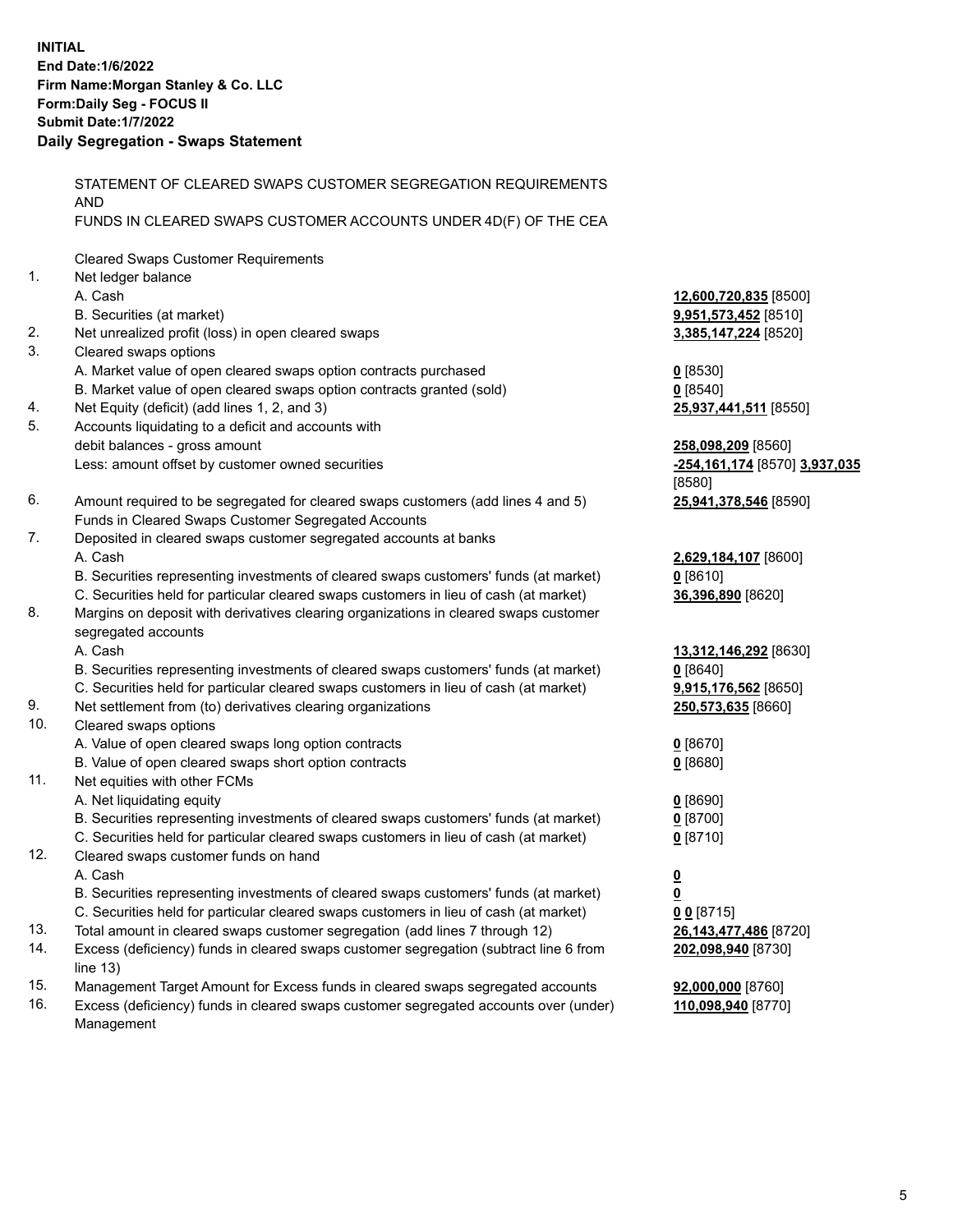**INITIAL**
**End Date:1/6/2022**
**Firm Name:Morgan Stanley & Co. LLC**
**Form:Daily Seg - FOCUS II**
**Submit Date:1/7/2022**
**Daily Segregation - Swaps Statement**

STATEMENT OF CLEARED SWAPS CUSTOMER SEGREGATION REQUIREMENTS AND FUNDS IN CLEARED SWAPS CUSTOMER ACCOUNTS UNDER 4D(F) OF THE CEA

| | | |
|---|---|---|
| | Cleared Swaps Customer Requirements | |
| 1. | Net ledger balance | |
| | A. Cash | **12,600,720,835** [8500] |
| | B. Securities (at market) | **9,951,573,452** [8510] |
| 2. | Net unrealized profit (loss) in open cleared swaps | **3,385,147,224** [8520] |
| 3. | Cleared swaps options | |
| | A. Market value of open cleared swaps option contracts purchased | **0** [8530] |
| | B. Market value of open cleared swaps option contracts granted (sold) | **0** [8540] |
| 4. | Net Equity (deficit) (add lines 1, 2, and 3) | **25,937,441,511** [8550] |
| 5. | Accounts liquidating to a deficit and accounts with debit balances - gross amount | **258,098,209** [8560] |
| | Less: amount offset by customer owned securities | **-254,161,174** [8570] **3,937,035** [8580] |
| 6. | Amount required to be segregated for cleared swaps customers (add lines 4 and 5) | **25,941,378,546** [8590] |
| | Funds in Cleared Swaps Customer Segregated Accounts | |
| 7. | Deposited in cleared swaps customer segregated accounts at banks | |
| | A. Cash | **2,629,184,107** [8600] |
| | B. Securities representing investments of cleared swaps customers' funds (at market) | **0** [8610] |
| | C. Securities held for particular cleared swaps customers in lieu of cash (at market) | **36,396,890** [8620] |
| 8. | Margins on deposit with derivatives clearing organizations in cleared swaps customer segregated accounts | |
| | A. Cash | **13,312,146,292** [8630] |
| | B. Securities representing investments of cleared swaps customers' funds (at market) | **0** [8640] |
| | C. Securities held for particular cleared swaps customers in lieu of cash (at market) | **9,915,176,562** [8650] |
| 9. | Net settlement from (to) derivatives clearing organizations | **250,573,635** [8660] |
| 10. | Cleared swaps options | |
| | A. Value of open cleared swaps long option contracts | **0** [8670] |
| | B. Value of open cleared swaps short option contracts | **0** [8680] |
| 11. | Net equities with other FCMs | |
| | A. Net liquidating equity | **0** [8690] |
| | B. Securities representing investments of cleared swaps customers' funds (at market) | **0** [8700] |
| | C. Securities held for particular cleared swaps customers in lieu of cash (at market) | **0** [8710] |
| 12. | Cleared swaps customer funds on hand | |
| | A. Cash | **0** |
| | B. Securities representing investments of cleared swaps customers' funds (at market) | **0** |
| | C. Securities held for particular cleared swaps customers in lieu of cash (at market) | **0** **0** [8715] |
| 13. | Total amount in cleared swaps customer segregation (add lines 7 through 12) | **26,143,477,486** [8720] |
| 14. | Excess (deficiency) funds in cleared swaps customer segregation (subtract line 6 from line 13) | **202,098,940** [8730] |
| 15. | Management Target Amount for Excess funds in cleared swaps segregated accounts | **92,000,000** [8760] |
| 16. | Excess (deficiency) funds in cleared swaps customer segregated accounts over (under) Management | **110,098,940** [8770] |